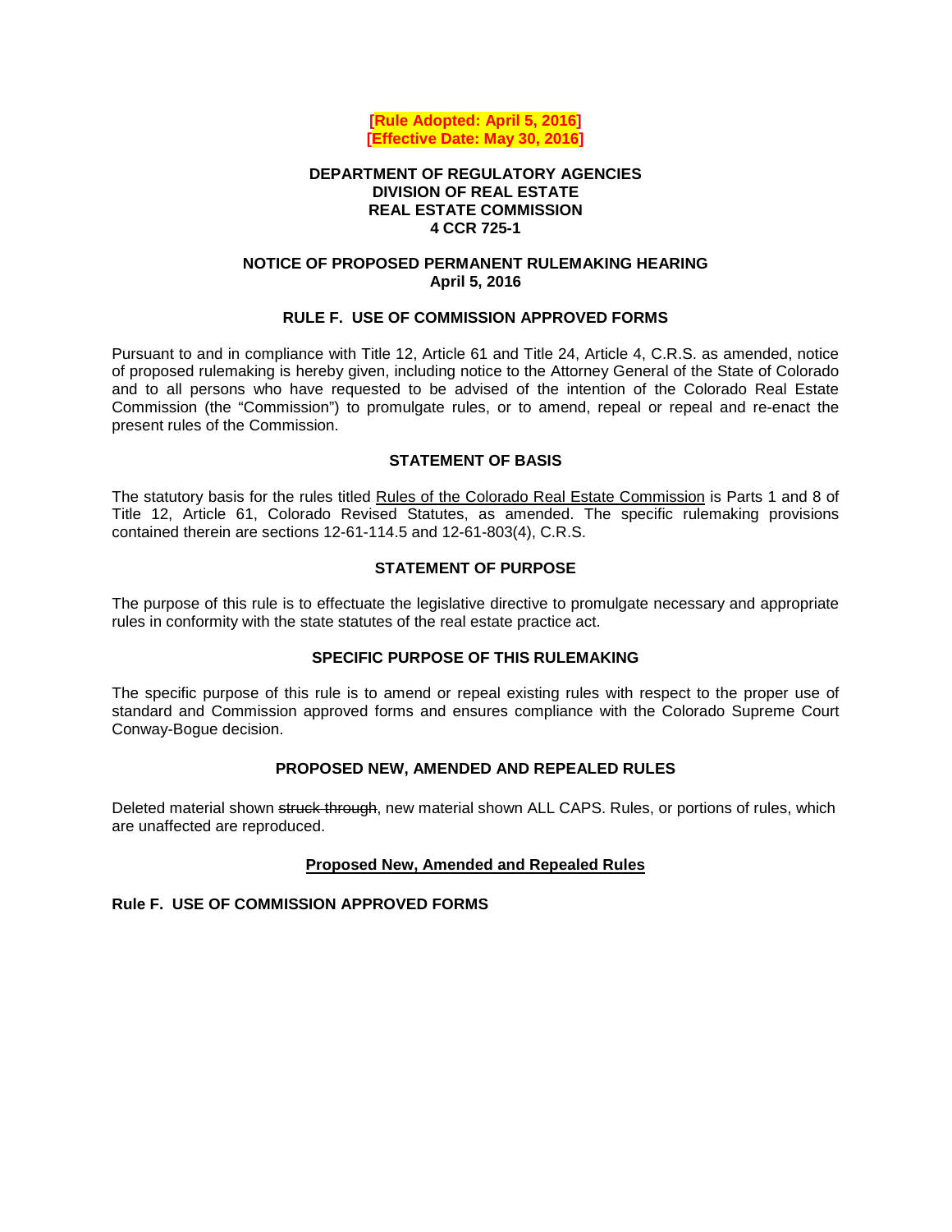**[Rule Adopted: April 5, 2016]**
**[Effective Date: May 30, 2016]**

**DEPARTMENT OF REGULATORY AGENCIES**
**DIVISION OF REAL ESTATE**
**REAL ESTATE COMMISSION**
**4 CCR 725-1**

**NOTICE OF PROPOSED PERMANENT RULEMAKING HEARING**
**April 5, 2016**

**RULE F. USE OF COMMISSION APPROVED FORMS**

Pursuant to and in compliance with Title 12, Article 61 and Title 24, Article 4, C.R.S. as amended, notice of proposed rulemaking is hereby given, including notice to the Attorney General of the State of Colorado and to all persons who have requested to be advised of the intention of the Colorado Real Estate Commission (the "Commission") to promulgate rules, or to amend, repeal or repeal and re-enact the present rules of the Commission.

**STATEMENT OF BASIS**

The statutory basis for the rules titled Rules of the Colorado Real Estate Commission is Parts 1 and 8 of Title 12, Article 61, Colorado Revised Statutes, as amended. The specific rulemaking provisions contained therein are sections 12-61-114.5 and 12-61-803(4), C.R.S.

**STATEMENT OF PURPOSE**

The purpose of this rule is to effectuate the legislative directive to promulgate necessary and appropriate rules in conformity with the state statutes of the real estate practice act.

**SPECIFIC PURPOSE OF THIS RULEMAKING**

The specific purpose of this rule is to amend or repeal existing rules with respect to the proper use of standard and Commission approved forms and ensures compliance with the Colorado Supreme Court Conway-Bogue decision.

**PROPOSED NEW, AMENDED AND REPEALED RULES**

Deleted material shown ~~struck through~~, new material shown ALL CAPS. Rules, or portions of rules, which are unaffected are reproduced.

**Proposed New, Amended and Repealed Rules**

**Rule F. USE OF COMMISSION APPROVED FORMS**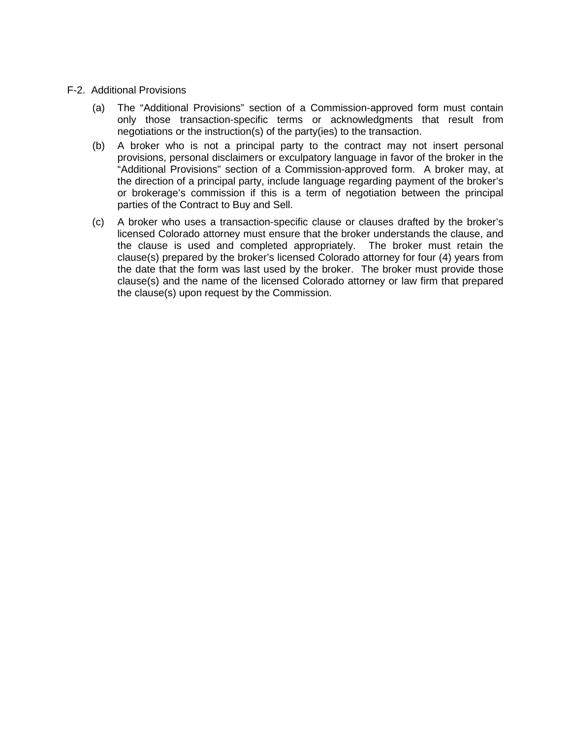F-2. Additional Provisions

(a) The "Additional Provisions" section of a Commission-approved form must contain only those transaction-specific terms or acknowledgments that result from negotiations or the instruction(s) of the party(ies) to the transaction.

(b) A broker who is not a principal party to the contract may not insert personal provisions, personal disclaimers or exculpatory language in favor of the broker in the "Additional Provisions" section of a Commission-approved form. A broker may, at the direction of a principal party, include language regarding payment of the broker's or brokerage's commission if this is a term of negotiation between the principal parties of the Contract to Buy and Sell.

(c) A broker who uses a transaction-specific clause or clauses drafted by the broker's licensed Colorado attorney must ensure that the broker understands the clause, and the clause is used and completed appropriately. The broker must retain the clause(s) prepared by the broker's licensed Colorado attorney for four (4) years from the date that the form was last used by the broker. The broker must provide those clause(s) and the name of the licensed Colorado attorney or law firm that prepared the clause(s) upon request by the Commission.